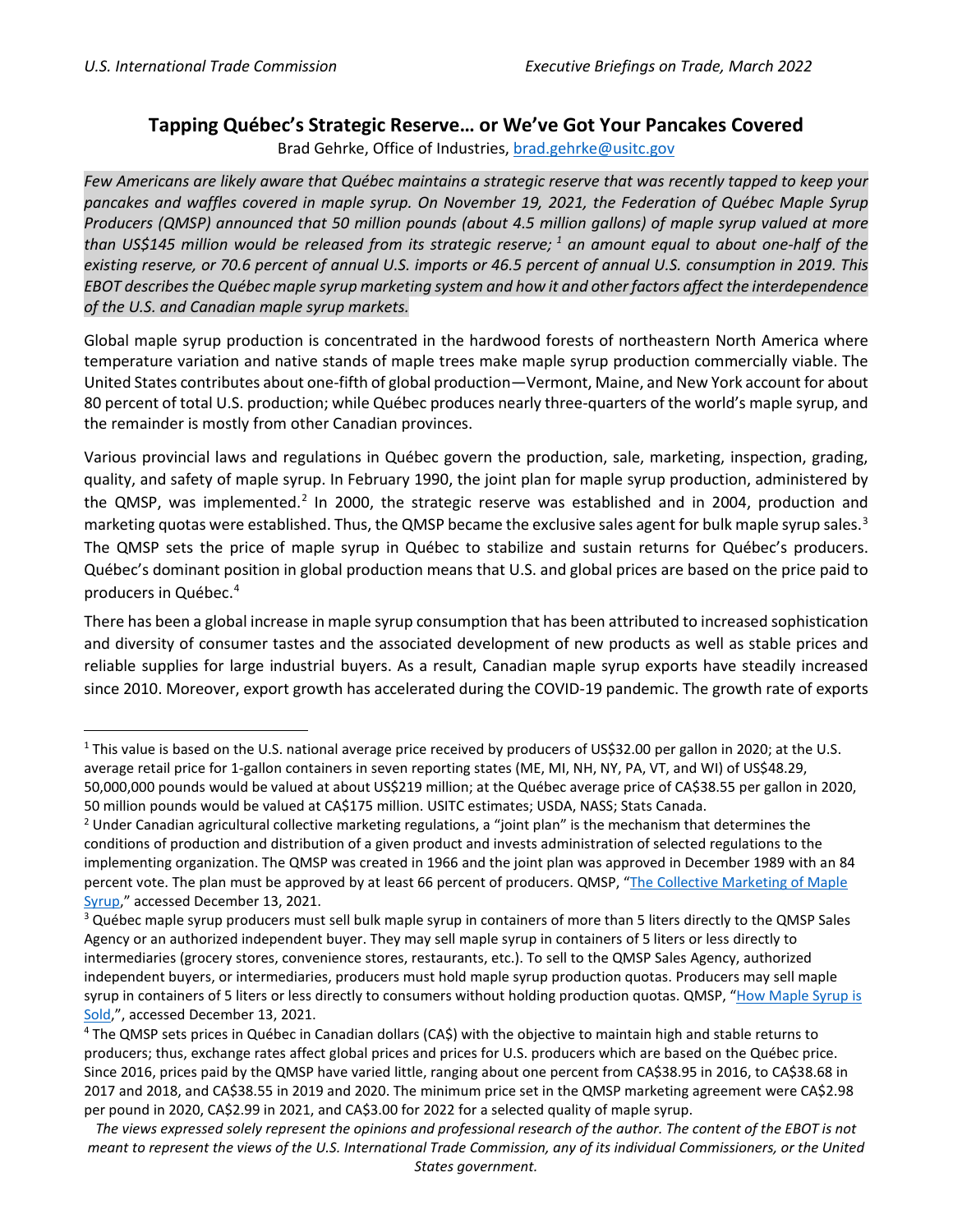# Tapping Québec's Strategic Reserve… or We've Got Your Pancakes Covered

Brad Gehrke, Office of Industries, brad.gehrke@usitc.gov

*Few Americans are likely aware that Québec maintains a strategic reserve that was recently tapped to keep your pancakes and waffles covered in maple syrup. On November 19, 2021, the Federation of Québec Maple Syrup Producers (QMSP) announced that 50 million pounds (about 4.5 million gallons) of maple syrup valued at more than US$145 million would be released from its strategic reserve;[1] an amount equal to about one-half of the existing reserve, or 70.6 percent of annual U.S. imports or 46.5 percent of annual U.S. consumption in 2019. This EBOT describes the Québec maple syrup marketing system and how it and other factors affect the interdependence of the U.S. and Canadian maple syrup markets.*

Global maple syrup production is concentrated in the hardwood forests of northeastern North America where temperature variation and native stands of maple trees make maple syrup production commercially viable. The United States contributes about one-fifth of global production—Vermont, Maine, and New York account for about 80 percent of total U.S. production; while Québec produces nearly three-quarters of the world's maple syrup, and the remainder is mostly from other Canadian provinces.

Various provincial laws and regulations in Québec govern the production, sale, marketing, inspection, grading, quality, and safety of maple syrup. In February 1990, the joint plan for maple syrup production, administered by the QMSP, was implemented.[2] In 2000, the strategic reserve was established and in 2004, production and marketing quotas were established. Thus, the QMSP became the exclusive sales agent for bulk maple syrup sales.[3] The QMSP sets the price of maple syrup in Québec to stabilize and sustain returns for Québec's producers. Québec's dominant position in global production means that U.S. and global prices are based on the price paid to producers in Québec.[4]

There has been a global increase in maple syrup consumption that has been attributed to increased sophistication and diversity of consumer tastes and the associated development of new products as well as stable prices and reliable supplies for large industrial buyers. As a result, Canadian maple syrup exports have steadily increased since 2010. Moreover, export growth has accelerated during the COVID-19 pandemic. The growth rate of exports

---

[1] This value is based on the U.S. national average price received by producers of US$32.00 per gallon in 2020; at the U.S. average retail price for 1-gallon containers in seven reporting states (ME, MI, NH, NY, PA, VT, and WI) of US$48.29, 50,000,000 pounds would be valued at about US$219 million; at the Québec average price of CA$38.55 per gallon in 2020, 50 million pounds would be valued at CA$175 million. USITC estimates; USDA, NASS; Stats Canada.

[2] Under Canadian agricultural collective marketing regulations, a "joint plan" is the mechanism that determines the conditions of production and distribution of a given product and invests administration of selected regulations to the implementing organization. The QMSP was created in 1966 and the joint plan was approved in December 1989 with an 84 percent vote. The plan must be approved by at least 66 percent of producers. QMSP, "The Collective Marketing of Maple Syrup," accessed December 13, 2021.

[3] Québec maple syrup producers must sell bulk maple syrup in containers of more than 5 liters directly to the QMSP Sales Agency or an authorized independent buyer. They may sell maple syrup in containers of 5 liters or less directly to intermediaries (grocery stores, convenience stores, restaurants, etc.). To sell to the QMSP Sales Agency, authorized independent buyers, or intermediaries, producers must hold maple syrup production quotas. Producers may sell maple syrup in containers of 5 liters or less directly to consumers without holding production quotas. QMSP, "How Maple Syrup is Sold,", accessed December 13, 2021.

[4] The QMSP sets prices in Québec in Canadian dollars (CA$) with the objective to maintain high and stable returns to producers; thus, exchange rates affect global prices and prices for U.S. producers which are based on the Québec price. Since 2016, prices paid by the QMSP have varied little, ranging about one percent from CA$38.95 in 2016, to CA$38.68 in 2017 and 2018, and CA$38.55 in 2019 and 2020. The minimum price set in the QMSP marketing agreement were CA$2.98 per pound in 2020, CA$2.99 in 2021, and CA$3.00 for 2022 for a selected quality of maple syrup.

*The views expressed solely represent the opinions and professional research of the author. The content of the EBOT is not meant to represent the views of the U.S. International Trade Commission, any of its individual Commissioners, or the United States government.*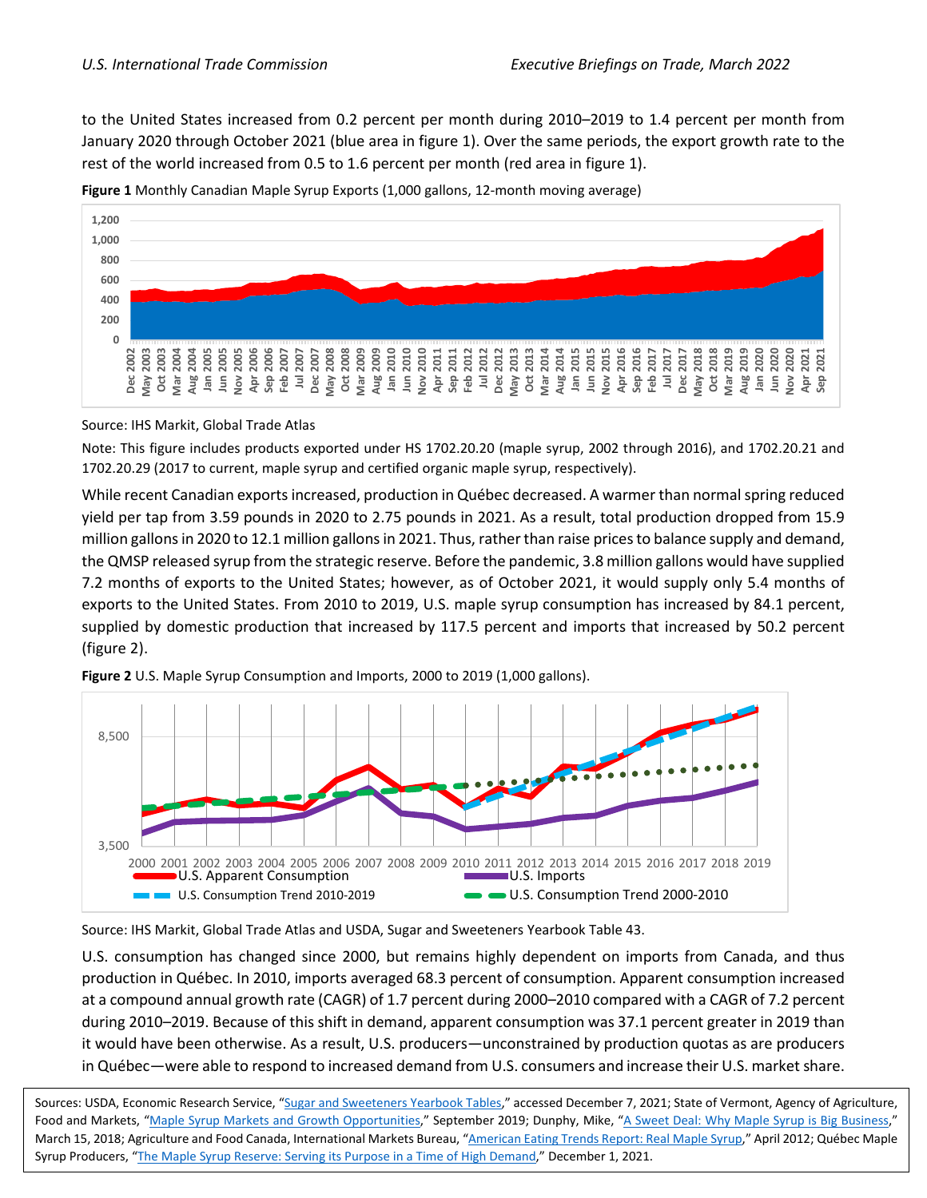to the United States increased from 0.2 percent per month during 2010–2019 to 1.4 percent per month from January 2020 through October 2021 (blue area in figure 1). Over the same periods, the export growth rate to the rest of the world increased from 0.5 to 1.6 percent per month (red area in figure 1).

**Figure 1** Monthly Canadian Maple Syrup Exports (1,000 gallons, 12-month moving average)

1,200
1,000
800
600
400
200
0

Dec 2002, May 2003, Oct 2003, Mar 2004, Aug 2004, Jan 2005, Jun 2005, Nov 2005, Apr 2006, Sep 2006, Feb 2007, Jul 2007, Dec 2007, May 2008, Oct 2008, Mar 2009, Aug 2009, Jan 2010, Jun 2010, Nov 2010, Apr 2011, Sep 2011, Feb 2012, Jul 2012, Dec 2012, May 2013, Oct 2013, Mar 2014, Aug 2014, Jan 2015, Jun 2015, Nov 2015, Apr 2016, Sep 2016, Feb 2017, Jul 2017, Dec 2017, May 2018, Oct 2018, Mar 2019, Aug 2019, Jan 2020, Jun 2020, Nov 2020, Apr 2021, Sep 2021

Source: IHS Markit, Global Trade Atlas

Note: This figure includes products exported under HS 1702.20.20 (maple syrup, 2002 through 2016), and 1702.20.21 and 1702.20.29 (2017 to current, maple syrup and certified organic maple syrup, respectively).

While recent Canadian exports increased, production in Québec decreased. A warmer than normal spring reduced yield per tap from 3.59 pounds in 2020 to 2.75 pounds in 2021. As a result, total production dropped from 15.9 million gallons in 2020 to 12.1 million gallons in 2021. Thus, rather than raise prices to balance supply and demand, the QMSP released syrup from the strategic reserve. Before the pandemic, 3.8 million gallons would have supplied 7.2 months of exports to the United States; however, as of October 2021, it would supply only 5.4 months of exports to the United States. From 2010 to 2019, U.S. maple syrup consumption has increased by 84.1 percent, supplied by domestic production that increased by 117.5 percent and imports that increased by 50.2 percent (figure 2).

**Figure 2** U.S. Maple Syrup Consumption and Imports, 2000 to 2019 (1,000 gallons).

8,500
3,500
2000 2001 2002 2003 2004 2005 2006 2007 2008 2009 2010 2011 2012 2013 2014 2015 2016 2017 2018 2019

U.S. Apparent Consumption
U.S. Imports
U.S. Consumption Trend 2010-2019
U.S. Consumption Trend 2000-2010

Source: IHS Markit, Global Trade Atlas and USDA, Sugar and Sweeteners Yearbook Table 43.

U.S. consumption has changed since 2000, but remains highly dependent on imports from Canada, and thus production in Québec. In 2010, imports averaged 68.3 percent of consumption. Apparent consumption increased at a compound annual growth rate (CAGR) of 1.7 percent during 2000–2010 compared with a CAGR of 7.2 percent during 2010–2019. Because of this shift in demand, apparent consumption was 37.1 percent greater in 2019 than it would have been otherwise. As a result, U.S. producers—unconstrained by production quotas as are producers in Québec—were able to respond to increased demand from U.S. consumers and increase their U.S. market share.

Sources: USDA, Economic Research Service, "Sugar and Sweeteners Yearbook Tables," accessed December 7, 2021; State of Vermont, Agency of Agriculture, Food and Markets, "Maple Syrup Markets and Growth Opportunities," September 2019; Dunphy, Mike, "A Sweet Deal: Why Maple Syrup is Big Business," March 15, 2018; Agriculture and Food Canada, International Markets Bureau, "American Eating Trends Report: Real Maple Syrup," April 2012; Québec Maple Syrup Producers, "The Maple Syrup Reserve: Serving its Purpose in a Time of High Demand," December 1, 2021.